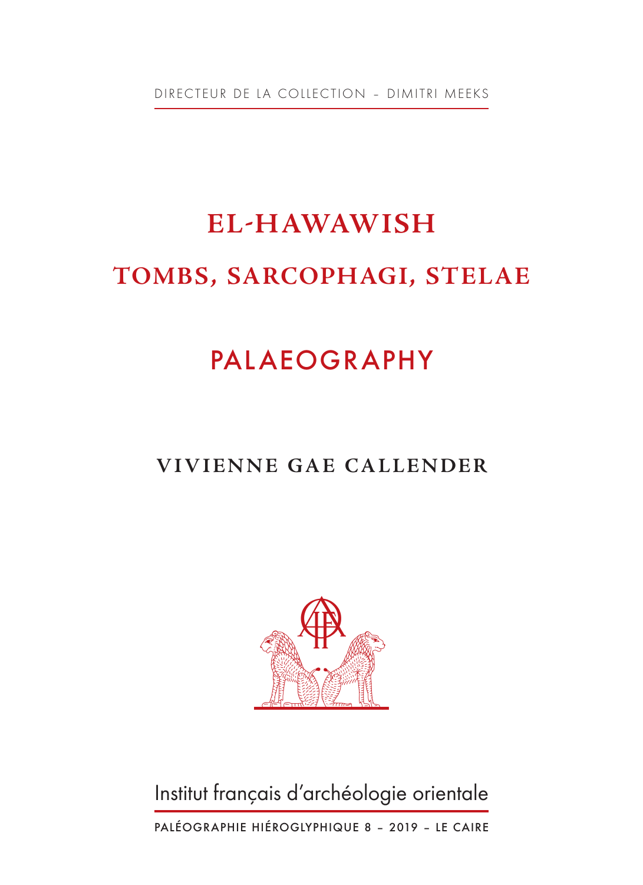DIRECTEUR DE LA COLLECTION – DIMITRI MEEKS

# EL-HAWAWISH

# TOMBS, SARCOPHAGI, STELAE

## PALAEOGRAPHY

**VIVIENNE GAE CALLENDER**

Institut français d'archéologie orientale

PALÉOGRAPHIE HIÉROGLYPHIQUE 8 – 2019 – LE CAIRE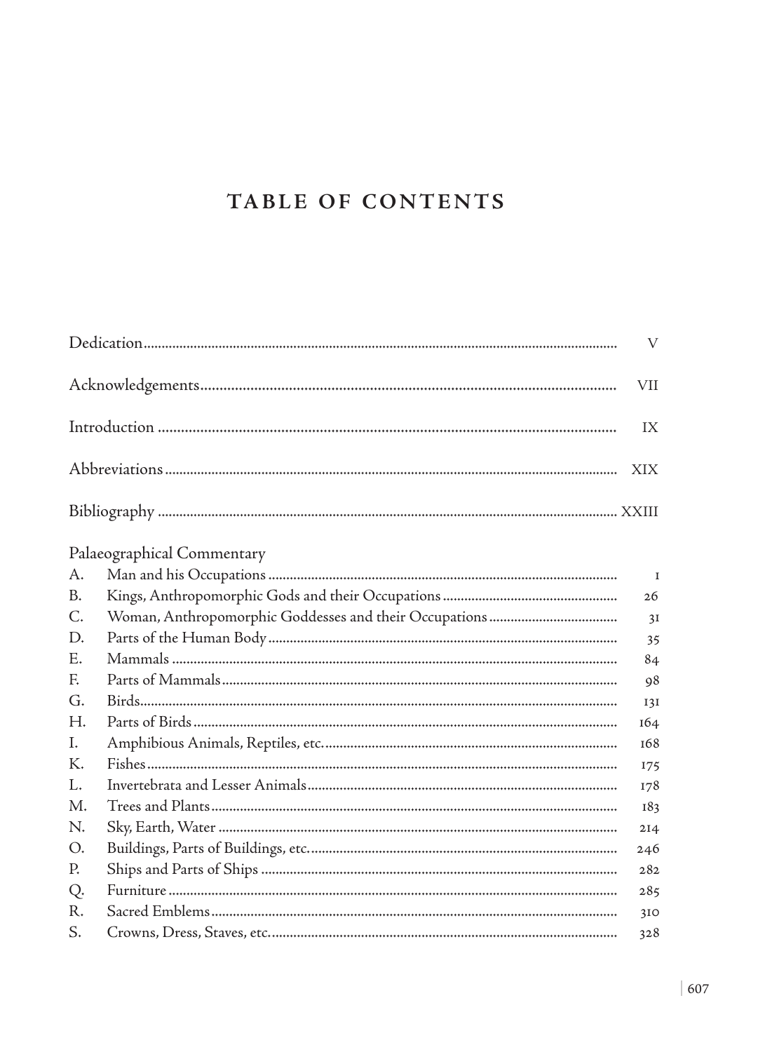# TABLE OF CONTENTS

| | | |
|---|---|---|
| Dedication | | V |
| Acknowledgements | | VII |
| Introduction | | IX |
| Abbreviations | | XIX |
| Bibliography | | XXIII |
| Palaeographical Commentary | | |
| A. | Man and his Occupations | 1 |
| B. | Kings, Anthropomorphic Gods and their Occupations | 26 |
| C. | Woman, Anthropomorphic Goddesses and their Occupations | 31 |
| D. | Parts of the Human Body | 35 |
| E. | Mammals | 84 |
| F. | Parts of Mammals | 98 |
| G. | Birds | 131 |
| H. | Parts of Birds | 164 |
| I. | Amphibious Animals, Reptiles, etc. | 168 |
| K. | Fishes | 175 |
| L. | Invertebrata and Lesser Animals | 178 |
| M. | Trees and Plants | 183 |
| N. | Sky, Earth, Water | 214 |
| O. | Buildings, Parts of Buildings, etc. | 246 |
| P. | Ships and Parts of Ships | 282 |
| Q. | Furniture | 285 |
| R. | Sacred Emblems | 310 |
| S. | Crowns, Dress, Staves, etc. | 328 |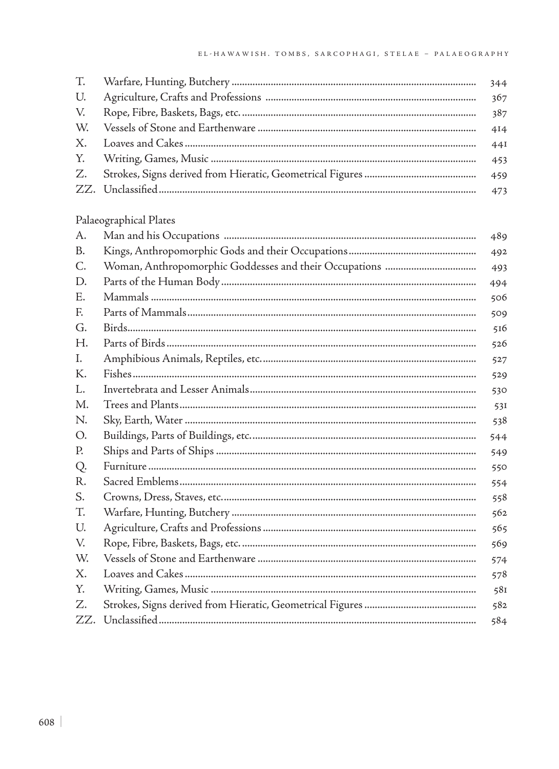| | | |
|---|---|---|
| T. | Warfare, Hunting, Butchery | 344 |
| U. | Agriculture, Crafts and Professions | 367 |
| V. | Rope, Fibre, Baskets, Bags, etc. | 387 |
| W. | Vessels of Stone and Earthenware | 414 |
| X. | Loaves and Cakes | 441 |
| Y. | Writing, Games, Music | 453 |
| Z. | Strokes, Signs derived from Hieratic, Geometrical Figures | 459 |
| ZZ. | Unclassified | 473 |

Palaeographical Plates

| | | |
|---|---|---|
| A. | Man and his Occupations | 489 |
| B. | Kings, Anthropomorphic Gods and their Occupations | 492 |
| C. | Woman, Anthropomorphic Goddesses and their Occupations | 493 |
| D. | Parts of the Human Body | 494 |
| E. | Mammals | 506 |
| F. | Parts of Mammals | 509 |
| G. | Birds | 516 |
| H. | Parts of Birds | 526 |
| I. | Amphibious Animals, Reptiles, etc. | 527 |
| K. | Fishes | 529 |
| L. | Invertebrata and Lesser Animals | 530 |
| M. | Trees and Plants | 531 |
| N. | Sky, Earth, Water | 538 |
| O. | Buildings, Parts of Buildings, etc. | 544 |
| P. | Ships and Parts of Ships | 549 |
| Q. | Furniture | 550 |
| R. | Sacred Emblems | 554 |
| S. | Crowns, Dress, Staves, etc. | 558 |
| T. | Warfare, Hunting, Butchery | 562 |
| U. | Agriculture, Crafts and Professions | 565 |
| V. | Rope, Fibre, Baskets, Bags, etc. | 569 |
| W. | Vessels of Stone and Earthenware | 574 |
| X. | Loaves and Cakes | 578 |
| Y. | Writing, Games, Music | 581 |
| Z. | Strokes, Signs derived from Hieratic, Geometrical Figures | 582 |
| ZZ. | Unclassified | 584 |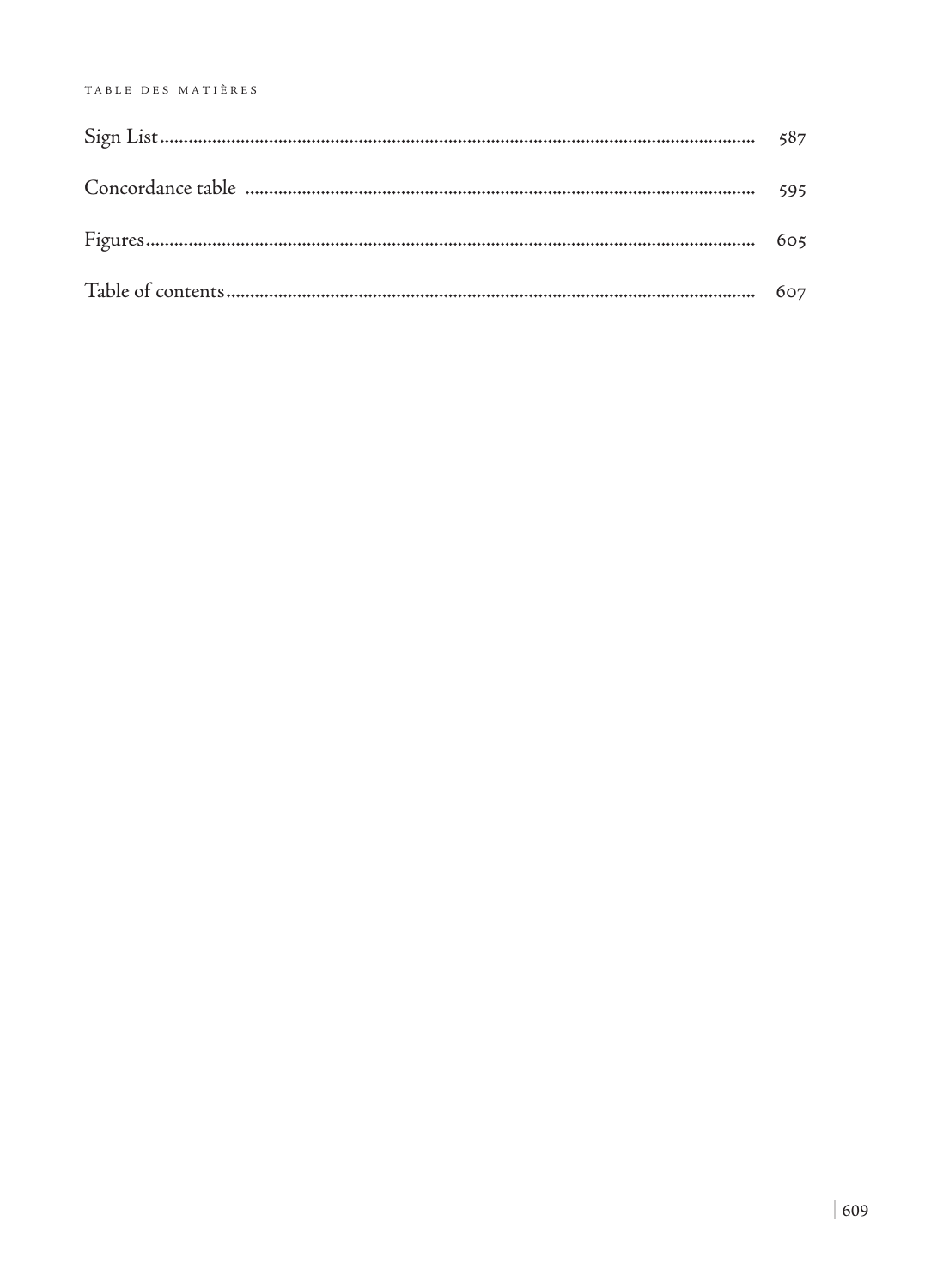Sign List ........................................................................................................................ 587

Concordance table ........................................................................................................ 595

Figures .......................................................................................................................... 605

Table of contents .......................................................................................................... 607